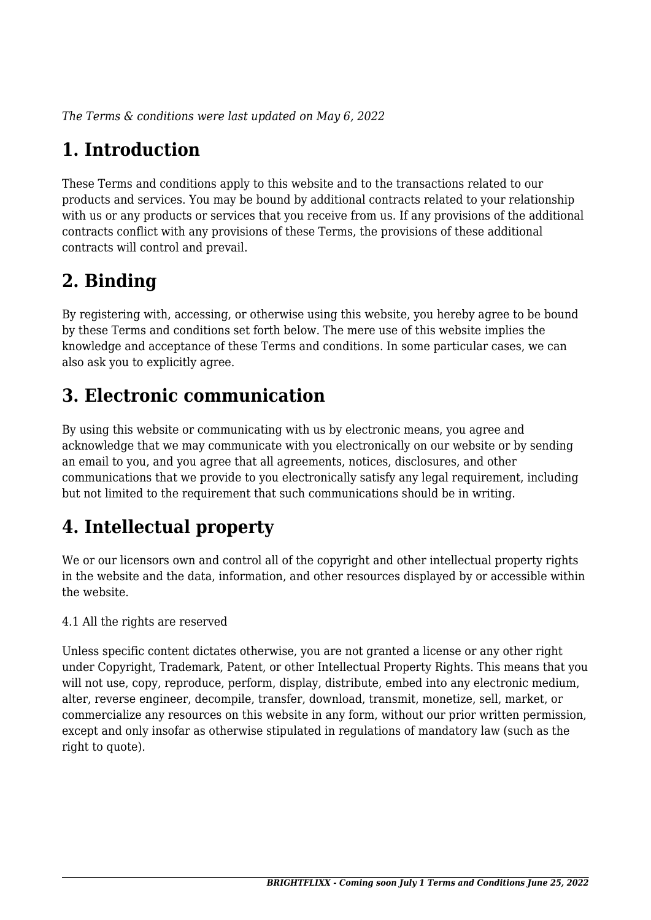*The Terms & conditions were last updated on May 6, 2022*

# 1. Introduction

These Terms and conditions apply to this website and to the transactions related to our products and services. You may be bound by additional contracts related to your relationship with us or any products or services that you receive from us. If any provisions of the additional contracts conflict with any provisions of these Terms, the provisions of these additional contracts will control and prevail.

# 2. Binding

By registering with, accessing, or otherwise using this website, you hereby agree to be bound by these Terms and conditions set forth below. The mere use of this website implies the knowledge and acceptance of these Terms and conditions. In some particular cases, we can also ask you to explicitly agree.

# 3. Electronic communication

By using this website or communicating with us by electronic means, you agree and acknowledge that we may communicate with you electronically on our website or by sending an email to you, and you agree that all agreements, notices, disclosures, and other communications that we provide to you electronically satisfy any legal requirement, including but not limited to the requirement that such communications should be in writing.

# 4. Intellectual property

We or our licensors own and control all of the copyright and other intellectual property rights in the website and the data, information, and other resources displayed by or accessible within the website.

4.1 All the rights are reserved

Unless specific content dictates otherwise, you are not granted a license or any other right under Copyright, Trademark, Patent, or other Intellectual Property Rights. This means that you will not use, copy, reproduce, perform, display, distribute, embed into any electronic medium, alter, reverse engineer, decompile, transfer, download, transmit, monetize, sell, market, or commercialize any resources on this website in any form, without our prior written permission, except and only insofar as otherwise stipulated in regulations of mandatory law (such as the right to quote).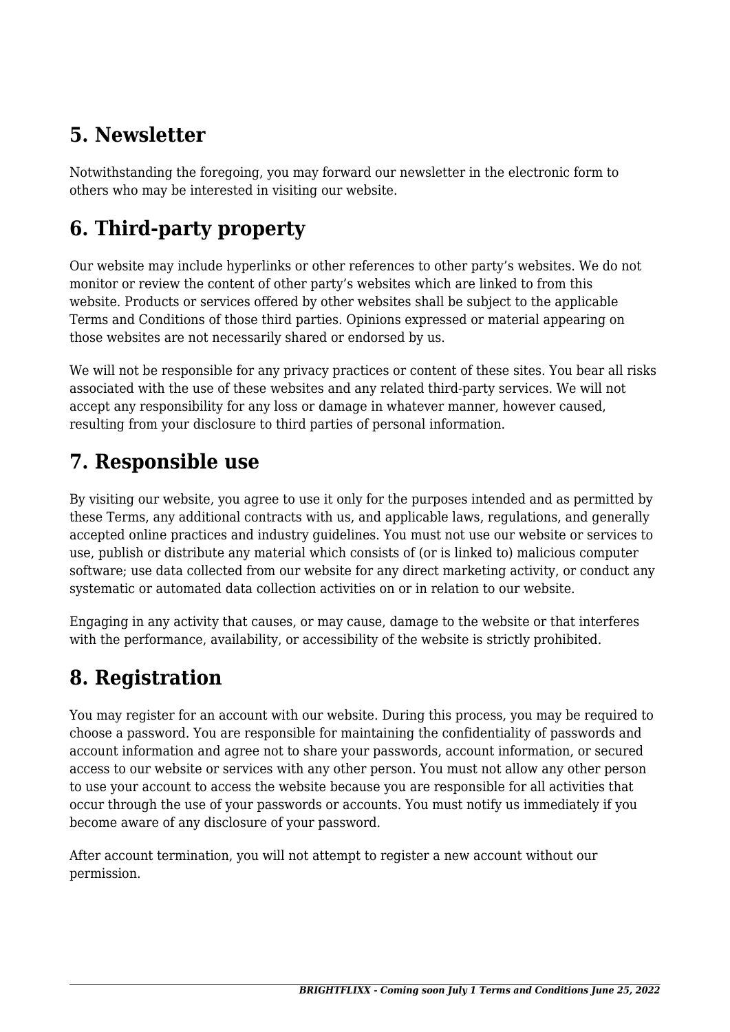## 5. Newsletter

Notwithstanding the foregoing, you may forward our newsletter in the electronic form to others who may be interested in visiting our website.

## 6. Third-party property

Our website may include hyperlinks or other references to other party's websites. We do not monitor or review the content of other party's websites which are linked to from this website. Products or services offered by other websites shall be subject to the applicable Terms and Conditions of those third parties. Opinions expressed or material appearing on those websites are not necessarily shared or endorsed by us.

We will not be responsible for any privacy practices or content of these sites. You bear all risks associated with the use of these websites and any related third-party services. We will not accept any responsibility for any loss or damage in whatever manner, however caused, resulting from your disclosure to third parties of personal information.

## 7. Responsible use

By visiting our website, you agree to use it only for the purposes intended and as permitted by these Terms, any additional contracts with us, and applicable laws, regulations, and generally accepted online practices and industry guidelines. You must not use our website or services to use, publish or distribute any material which consists of (or is linked to) malicious computer software; use data collected from our website for any direct marketing activity, or conduct any systematic or automated data collection activities on or in relation to our website.

Engaging in any activity that causes, or may cause, damage to the website or that interferes with the performance, availability, or accessibility of the website is strictly prohibited.

## 8. Registration

You may register for an account with our website. During this process, you may be required to choose a password. You are responsible for maintaining the confidentiality of passwords and account information and agree not to share your passwords, account information, or secured access to our website or services with any other person. You must not allow any other person to use your account to access the website because you are responsible for all activities that occur through the use of your passwords or accounts. You must notify us immediately if you become aware of any disclosure of your password.

After account termination, you will not attempt to register a new account without our permission.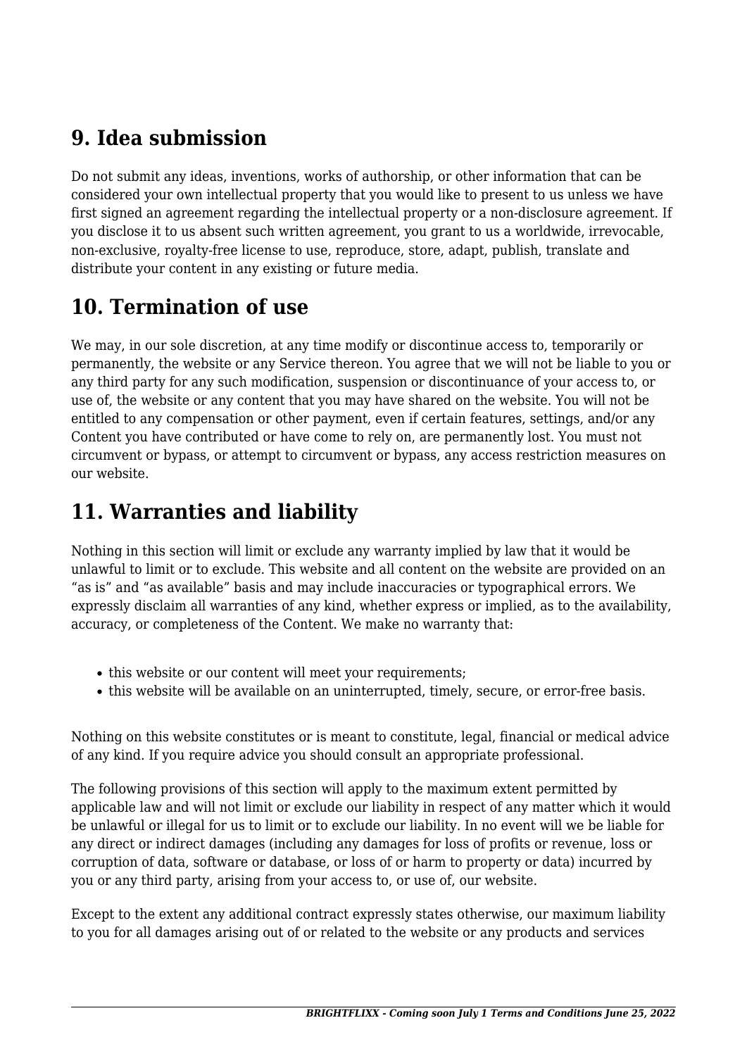## 9. Idea submission

Do not submit any ideas, inventions, works of authorship, or other information that can be considered your own intellectual property that you would like to present to us unless we have first signed an agreement regarding the intellectual property or a non-disclosure agreement. If you disclose it to us absent such written agreement, you grant to us a worldwide, irrevocable, non-exclusive, royalty-free license to use, reproduce, store, adapt, publish, translate and distribute your content in any existing or future media.

## 10. Termination of use

We may, in our sole discretion, at any time modify or discontinue access to, temporarily or permanently, the website or any Service thereon. You agree that we will not be liable to you or any third party for any such modification, suspension or discontinuance of your access to, or use of, the website or any content that you may have shared on the website. You will not be entitled to any compensation or other payment, even if certain features, settings, and/or any Content you have contributed or have come to rely on, are permanently lost. You must not circumvent or bypass, or attempt to circumvent or bypass, any access restriction measures on our website.

## 11. Warranties and liability

Nothing in this section will limit or exclude any warranty implied by law that it would be unlawful to limit or to exclude. This website and all content on the website are provided on an "as is" and "as available" basis and may include inaccuracies or typographical errors. We expressly disclaim all warranties of any kind, whether express or implied, as to the availability, accuracy, or completeness of the Content. We make no warranty that:

- this website or our content will meet your requirements;
- this website will be available on an uninterrupted, timely, secure, or error-free basis.

Nothing on this website constitutes or is meant to constitute, legal, financial or medical advice of any kind. If you require advice you should consult an appropriate professional.

The following provisions of this section will apply to the maximum extent permitted by applicable law and will not limit or exclude our liability in respect of any matter which it would be unlawful or illegal for us to limit or to exclude our liability. In no event will we be liable for any direct or indirect damages (including any damages for loss of profits or revenue, loss or corruption of data, software or database, or loss of or harm to property or data) incurred by you or any third party, arising from your access to, or use of, our website.

Except to the extent any additional contract expressly states otherwise, our maximum liability to you for all damages arising out of or related to the website or any products and services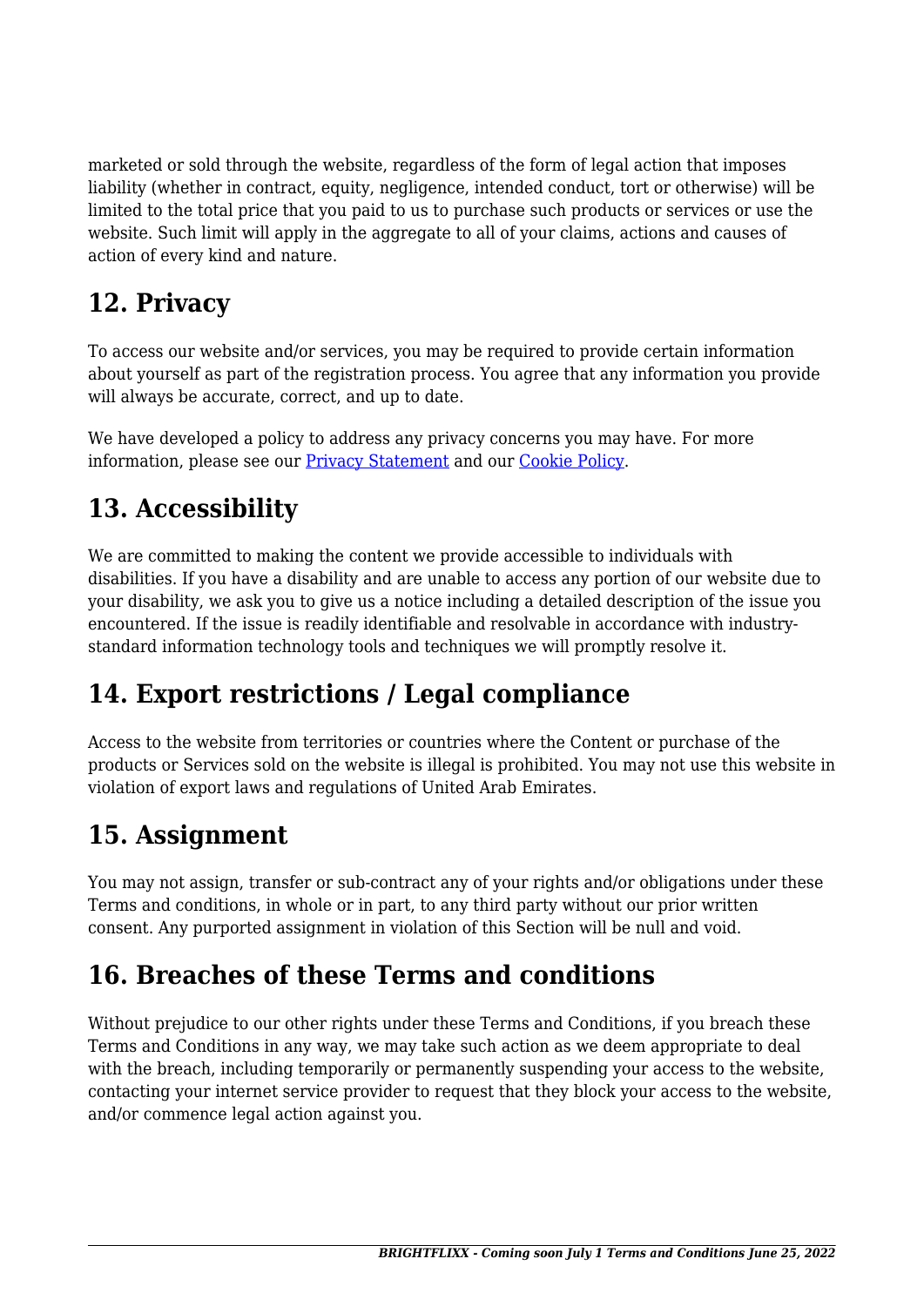marketed or sold through the website, regardless of the form of legal action that imposes liability (whether in contract, equity, negligence, intended conduct, tort or otherwise) will be limited to the total price that you paid to us to purchase such products or services or use the website. Such limit will apply in the aggregate to all of your claims, actions and causes of action of every kind and nature.

## 12. Privacy

To access our website and/or services, you may be required to provide certain information about yourself as part of the registration process. You agree that any information you provide will always be accurate, correct, and up to date.

We have developed a policy to address any privacy concerns you may have. For more information, please see our [Privacy Statement]() and our [Cookie Policy]().

## 13. Accessibility

We are committed to making the content we provide accessible to individuals with disabilities. If you have a disability and are unable to access any portion of our website due to your disability, we ask you to give us a notice including a detailed description of the issue you encountered. If the issue is readily identifiable and resolvable in accordance with industry-standard information technology tools and techniques we will promptly resolve it.

## 14. Export restrictions / Legal compliance

Access to the website from territories or countries where the Content or purchase of the products or Services sold on the website is illegal is prohibited. You may not use this website in violation of export laws and regulations of United Arab Emirates.

## 15. Assignment

You may not assign, transfer or sub-contract any of your rights and/or obligations under these Terms and conditions, in whole or in part, to any third party without our prior written consent. Any purported assignment in violation of this Section will be null and void.

## 16. Breaches of these Terms and conditions

Without prejudice to our other rights under these Terms and Conditions, if you breach these Terms and Conditions in any way, we may take such action as we deem appropriate to deal with the breach, including temporarily or permanently suspending your access to the website, contacting your internet service provider to request that they block your access to the website, and/or commence legal action against you.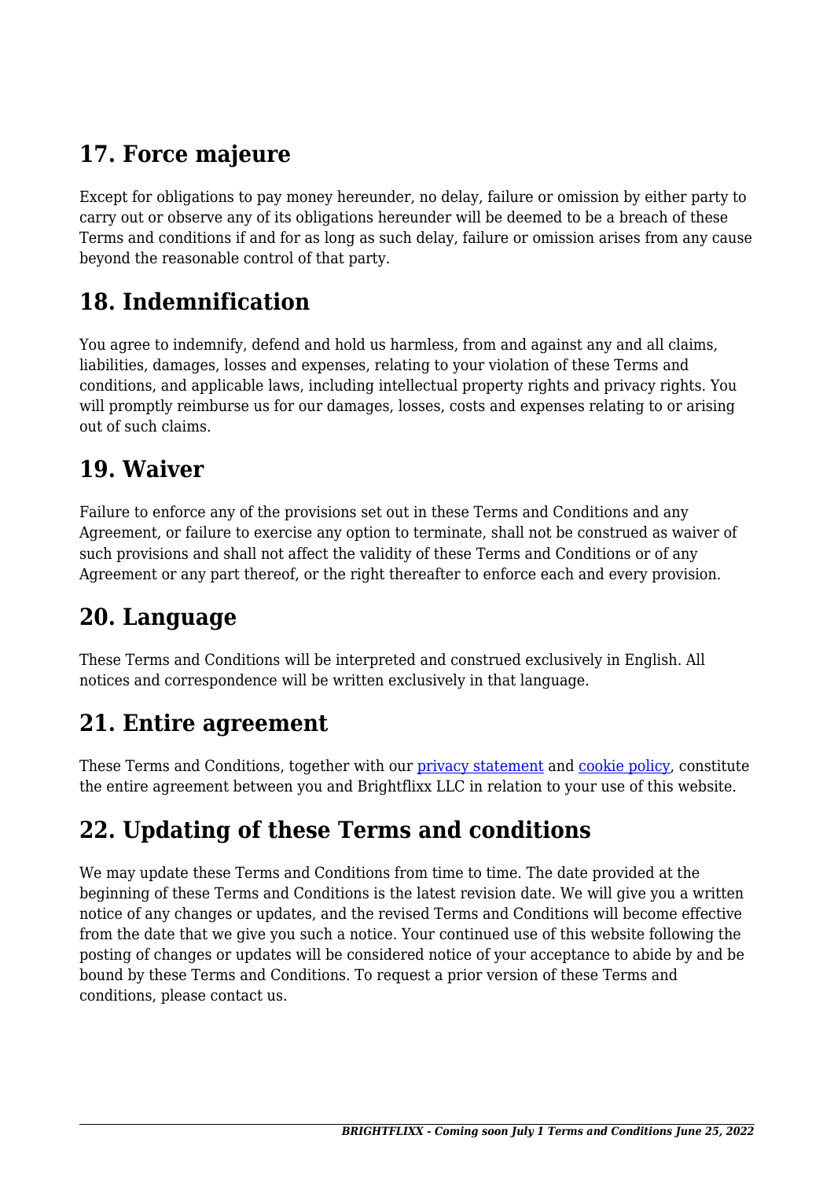## 17. Force majeure

Except for obligations to pay money hereunder, no delay, failure or omission by either party to carry out or observe any of its obligations hereunder will be deemed to be a breach of these Terms and conditions if and for as long as such delay, failure or omission arises from any cause beyond the reasonable control of that party.

## 18. Indemnification

You agree to indemnify, defend and hold us harmless, from and against any and all claims, liabilities, damages, losses and expenses, relating to your violation of these Terms and conditions, and applicable laws, including intellectual property rights and privacy rights. You will promptly reimburse us for our damages, losses, costs and expenses relating to or arising out of such claims.

## 19. Waiver

Failure to enforce any of the provisions set out in these Terms and Conditions and any Agreement, or failure to exercise any option to terminate, shall not be construed as waiver of such provisions and shall not affect the validity of these Terms and Conditions or of any Agreement or any part thereof, or the right thereafter to enforce each and every provision.

## 20. Language

These Terms and Conditions will be interpreted and construed exclusively in English. All notices and correspondence will be written exclusively in that language.

## 21. Entire agreement

These Terms and Conditions, together with our privacy statement and cookie policy, constitute the entire agreement between you and Brightflixx LLC in relation to your use of this website.

## 22. Updating of these Terms and conditions

We may update these Terms and Conditions from time to time. The date provided at the beginning of these Terms and Conditions is the latest revision date. We will give you a written notice of any changes or updates, and the revised Terms and Conditions will become effective from the date that we give you such a notice. Your continued use of this website following the posting of changes or updates will be considered notice of your acceptance to abide by and be bound by these Terms and Conditions. To request a prior version of these Terms and conditions, please contact us.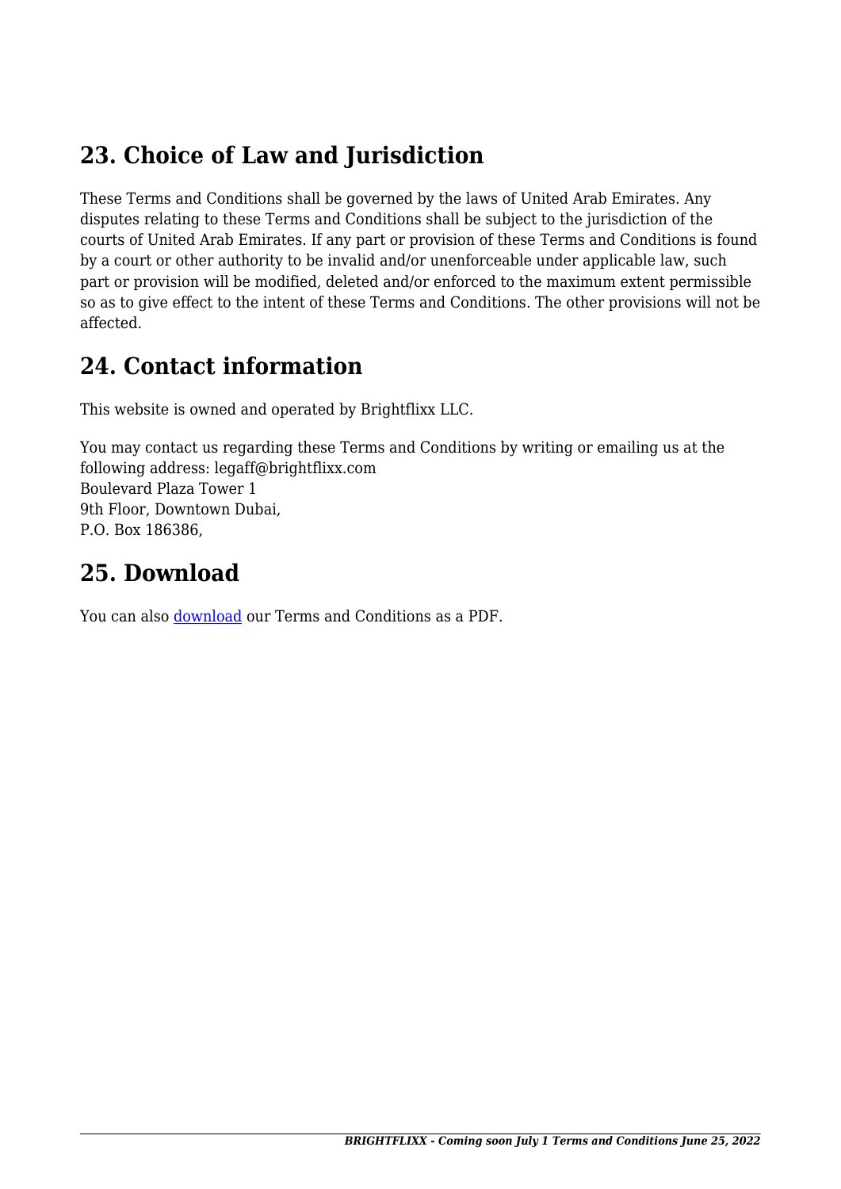## 23. Choice of Law and Jurisdiction

These Terms and Conditions shall be governed by the laws of United Arab Emirates. Any disputes relating to these Terms and Conditions shall be subject to the jurisdiction of the courts of United Arab Emirates. If any part or provision of these Terms and Conditions is found by a court or other authority to be invalid and/or unenforceable under applicable law, such part or provision will be modified, deleted and/or enforced to the maximum extent permissible so as to give effect to the intent of these Terms and Conditions. The other provisions will not be affected.

## 24. Contact information

This website is owned and operated by Brightflixx LLC.

You may contact us regarding these Terms and Conditions by writing or emailing us at the following address: legaff@brightflixx.com
Boulevard Plaza Tower 1
9th Floor, Downtown Dubai,
P.O. Box 186386,

## 25. Download

You can also download our Terms and Conditions as a PDF.